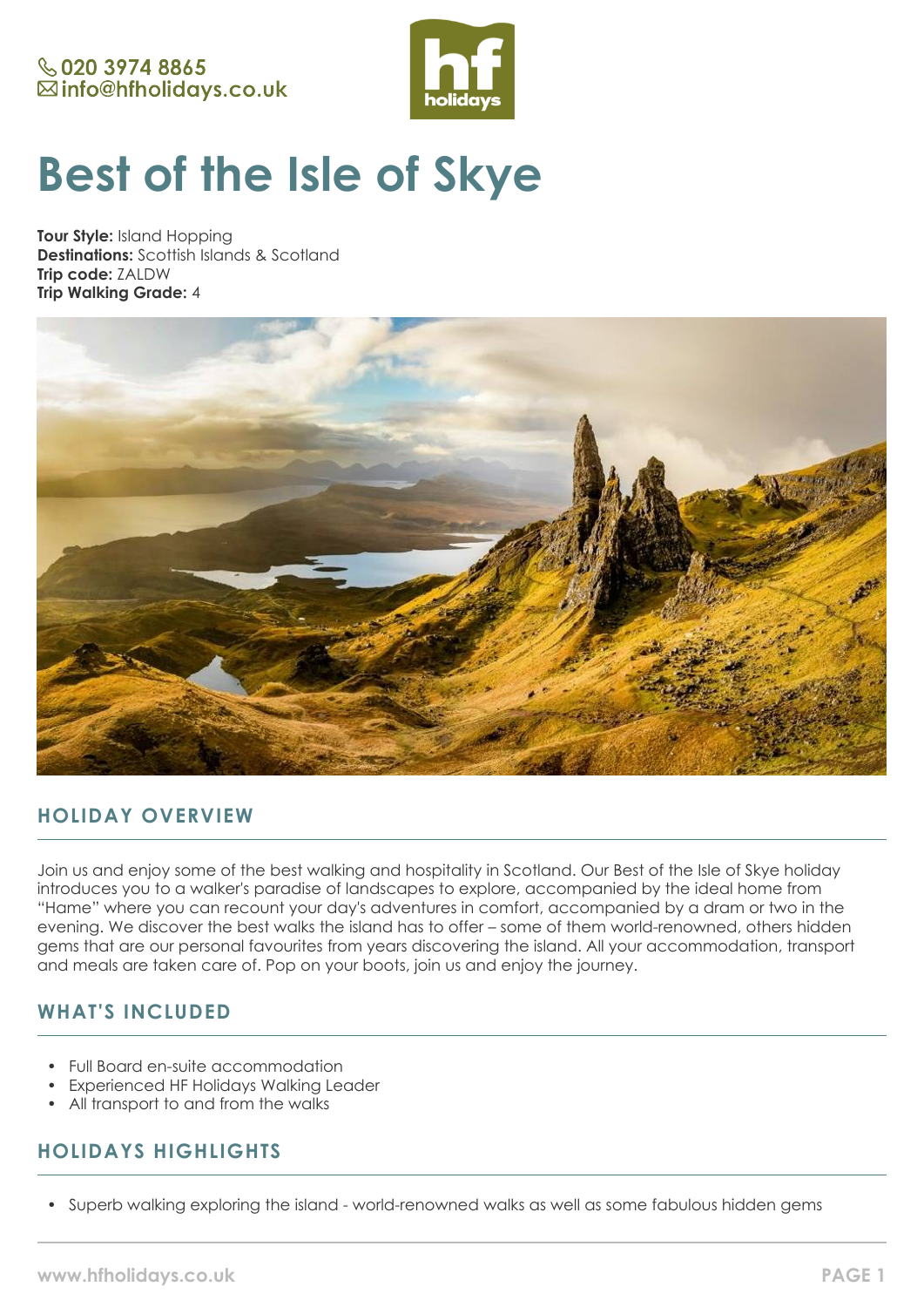020 3974 8865
info@hfholidays.co.uk

# Best of the Isle of Skye

**Tour Style:** Island Hopping
**Destinations:** Scottish Islands & Scotland
**Trip code:** ZALDW
**Trip Walking Grade:** 4

## HOLIDAY OVERVIEW

Join us and enjoy some of the best walking and hospitality in Scotland. Our Best of the Isle of Skye holiday introduces you to a walker's paradise of landscapes to explore, accompanied by the ideal home from "Hame" where you can recount your day's adventures in comfort, accompanied by a dram or two in the evening. We discover the best walks the island has to offer – some of them world-renowned, others hidden gems that are our personal favourites from years discovering the island. All your accommodation, transport and meals are taken care of. Pop on your boots, join us and enjoy the journey.

## WHAT'S INCLUDED

- Full Board en-suite accommodation
- Experienced HF Holidays Walking Leader
- All transport to and from the walks

## HOLIDAYS HIGHLIGHTS

- Superb walking exploring the island - world-renowned walks as well as some fabulous hidden gems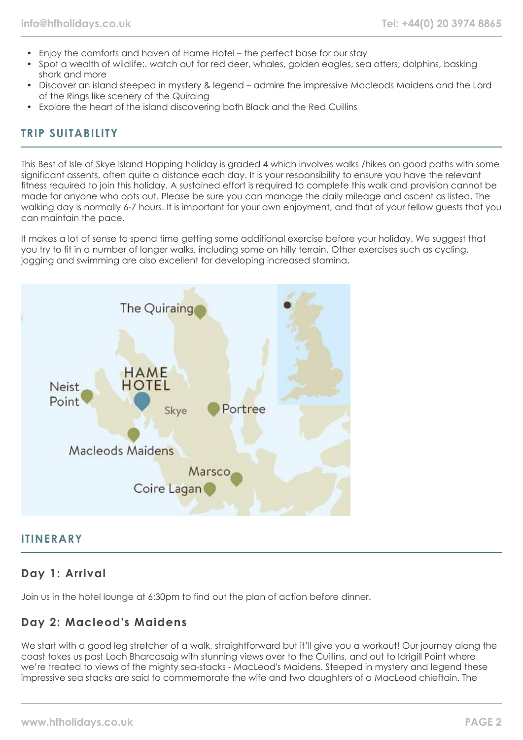- Enjoy the comforts and haven of Hame Hotel – the perfect base for our stay
- Spot a wealth of wildlife:. watch out for red deer, whales, golden eagles, sea otters, dolphins, basking shark and more
- Discover an island steeped in mystery & legend – admire the impressive Macleods Maidens and the Lord of the Rings like scenery of the Quiraing
- Explore the heart of the island discovering both Black and the Red Cuillins

## TRIP SUITABILITY

This Best of Isle of Skye Island Hopping holiday is graded 4 which involves walks /hikes on good paths with some significant assents, often quite a distance each day. It is your responsibility to ensure you have the relevant fitness required to join this holiday. A sustained effort is required to complete this walk and provision cannot be made for anyone who opts out. Please be sure you can manage the daily mileage and ascent as listed. The walking day is normally 6-7 hours. It is important for your own enjoyment, and that of your fellow guests that you can maintain the pace.

It makes a lot of sense to spend time getting some additional exercise before your holiday. We suggest that you try to fit in a number of longer walks, including some on hilly terrain. Other exercises such as cycling, jogging and swimming are also excellent for developing increased stamina.

## ITINERARY

### Day 1: Arrival

Join us in the hotel lounge at 6:30pm to find out the plan of action before dinner.

### Day 2: Macleod's Maidens

We start with a good leg stretcher of a walk, straightforward but it'll give you a workout! Our journey along the coast takes us past Loch Bharcasaig with stunning views over to the Cuillins, and out to Idrigill Point where we're treated to views of the mighty sea-stacks - MacLeod's Maidens. Steeped in mystery and legend these impressive sea stacks are said to commemorate the wife and two daughters of a MacLeod chieftain. The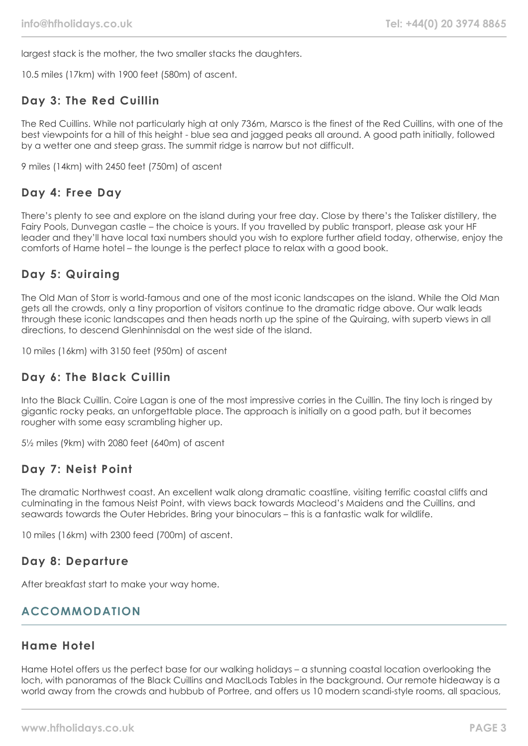largest stack is the mother, the two smaller stacks the daughters.

10.5 miles (17km) with 1900 feet (580m) of ascent.

### Day 3: The Red Cuillin

The Red Cuillins. While not particularly high at only 736m, Marsco is the finest of the Red Cuillins, with one of the best viewpoints for a hill of this height - blue sea and jagged peaks all around. A good path initially, followed by a wetter one and steep grass. The summit ridge is narrow but not difficult.

9 miles (14km) with 2450 feet (750m) of ascent

### Day 4: Free Day

There's plenty to see and explore on the island during your free day. Close by there's the Talisker distillery, the Fairy Pools, Dunvegan castle – the choice is yours. If you travelled by public transport, please ask your HF leader and they'll have local taxi numbers should you wish to explore further afield today, otherwise, enjoy the comforts of Hame hotel – the lounge is the perfect place to relax with a good book.

### Day 5: Quiraing

The Old Man of Storr is world-famous and one of the most iconic landscapes on the island. While the Old Man gets all the crowds, only a tiny proportion of visitors continue to the dramatic ridge above. Our walk leads through these iconic landscapes and then heads north up the spine of the Quiraing, with superb views in all directions, to descend Glenhinnisdal on the west side of the island.

10 miles (16km) with 3150 feet (950m) of ascent

### Day 6: The Black Cuillin

Into the Black Cuillin. Coire Lagan is one of the most impressive corries in the Cuillin. The tiny loch is ringed by gigantic rocky peaks, an unforgettable place. The approach is initially on a good path, but it becomes rougher with some easy scrambling higher up.

5½ miles (9km) with 2080 feet (640m) of ascent

### Day 7: Neist Point

The dramatic Northwest coast. An excellent walk along dramatic coastline, visiting terrific coastal cliffs and culminating in the famous Neist Point, with views back towards Macleod's Maidens and the Cuillins, and seawards towards the Outer Hebrides. Bring your binoculars – this is a fantastic walk for wildlife.

10 miles (16km) with 2300 feed (700m) of ascent.

### Day 8: Departure

After breakfast start to make your way home.

## ACCOMMODATION

### Hame Hotel

Hame Hotel offers us the perfect base for our walking holidays – a stunning coastal location overlooking the loch, with panoramas of the Black Cuillins and MaclLods Tables in the background. Our remote hideaway is a world away from the crowds and hubbub of Portree, and offers us 10 modern scandi-style rooms, all spacious,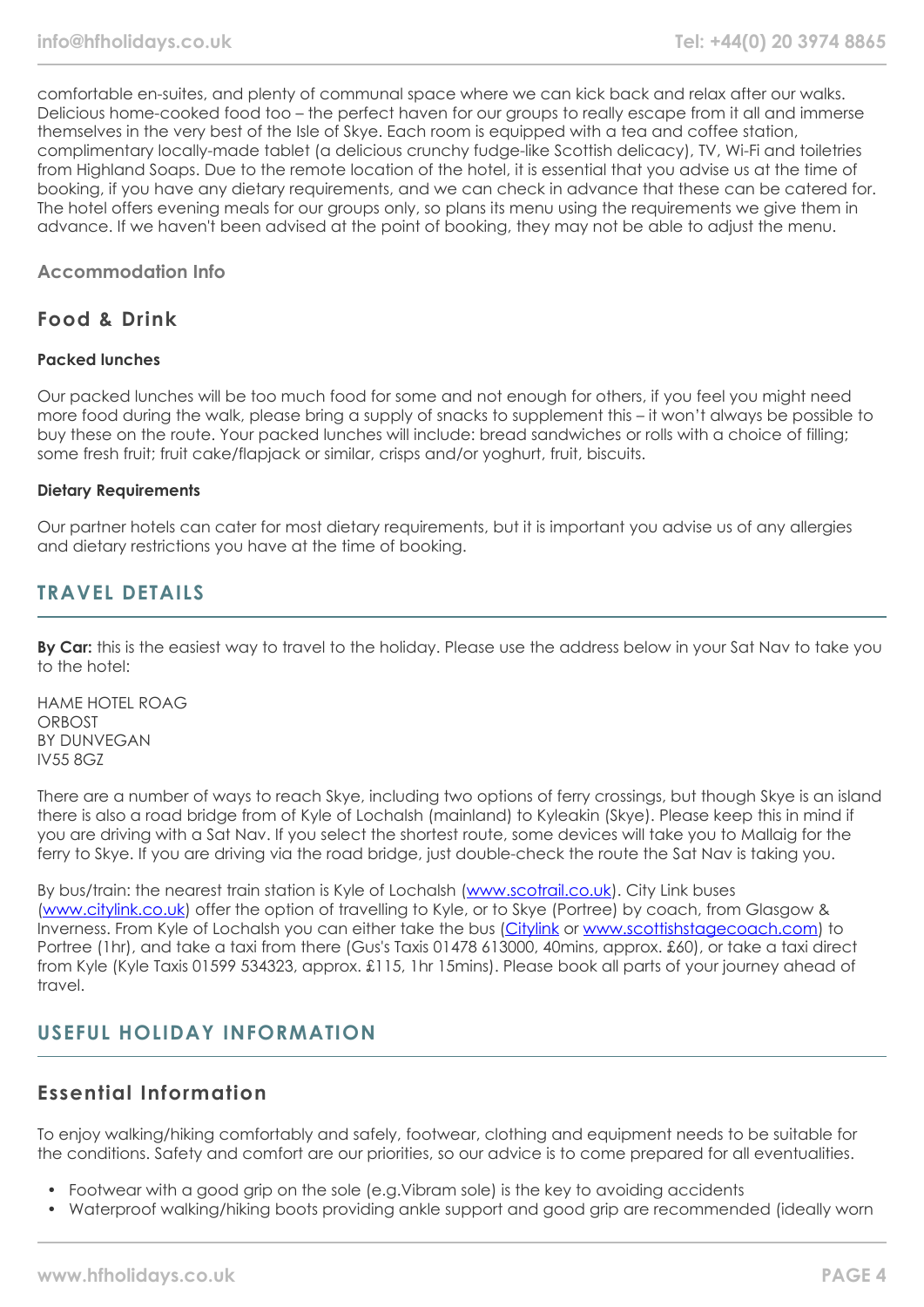comfortable en-suites, and plenty of communal space where we can kick back and relax after our walks. Delicious home-cooked food too – the perfect haven for our groups to really escape from it all and immerse themselves in the very best of the Isle of Skye. Each room is equipped with a tea and coffee station, complimentary locally-made tablet (a delicious crunchy fudge-like Scottish delicacy), TV, Wi-Fi and toiletries from Highland Soaps. Due to the remote location of the hotel, it is essential that you advise us at the time of booking, if you have any dietary requirements, and we can check in advance that these can be catered for. The hotel offers evening meals for our groups only, so plans its menu using the requirements we give them in advance. If we haven't been advised at the point of booking, they may not be able to adjust the menu.

### Accommodation Info

## Food & Drink

**Packed lunches**

Our packed lunches will be too much food for some and not enough for others, if you feel you might need more food during the walk, please bring a supply of snacks to supplement this – it won't always be possible to buy these on the route. Your packed lunches will include: bread sandwiches or rolls with a choice of filling; some fresh fruit; fruit cake/flapjack or similar, crisps and/or yoghurt, fruit, biscuits.

**Dietary Requirements**

Our partner hotels can cater for most dietary requirements, but it is important you advise us of any allergies and dietary restrictions you have at the time of booking.

# TRAVEL DETAILS

**By Car:** this is the easiest way to travel to the holiday. Please use the address below in your Sat Nav to take you to the hotel:

HAME HOTEL ROAG
ORBOST
BY DUNVEGAN
IV55 8GZ

There are a number of ways to reach Skye, including two options of ferry crossings, but though Skye is an island there is also a road bridge from of Kyle of Lochalsh (mainland) to Kyleakin (Skye). Please keep this in mind if you are driving with a Sat Nav. If you select the shortest route, some devices will take you to Mallaig for the ferry to Skye. If you are driving via the road bridge, just double-check the route the Sat Nav is taking you.

By bus/train: the nearest train station is Kyle of Lochalsh (www.scotrail.co.uk). City Link buses (www.citylink.co.uk) offer the option of travelling to Kyle, or to Skye (Portree) by coach, from Glasgow & Inverness. From Kyle of Lochalsh you can either take the bus (Citylink or www.scottishstagecoach.com) to Portree (1hr), and take a taxi from there (Gus's Taxis 01478 613000, 40mins, approx. £60), or take a taxi direct from Kyle (Kyle Taxis 01599 534323, approx. £115, 1hr 15mins). Please book all parts of your journey ahead of travel.

# USEFUL HOLIDAY INFORMATION

## Essential Information

To enjoy walking/hiking comfortably and safely, footwear, clothing and equipment needs to be suitable for the conditions. Safety and comfort are our priorities, so our advice is to come prepared for all eventualities.

- Footwear with a good grip on the sole (e.g.Vibram sole) is the key to avoiding accidents
- Waterproof walking/hiking boots providing ankle support and good grip are recommended (ideally worn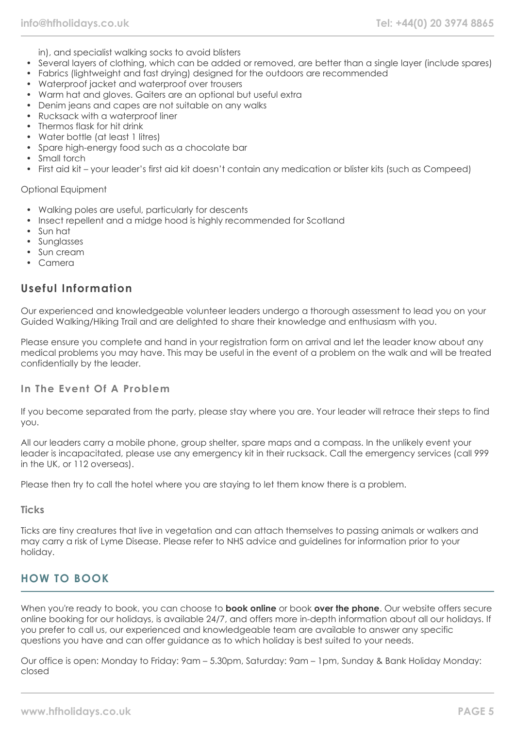in), and specialist walking socks to avoid blisters

- Several layers of clothing, which can be added or removed, are better than a single layer (include spares)
- Fabrics (lightweight and fast drying) designed for the outdoors are recommended
- Waterproof jacket and waterproof over trousers
- Warm hat and gloves. Gaiters are an optional but useful extra
- Denim jeans and capes are not suitable on any walks
- Rucksack with a waterproof liner
- Thermos flask for hit drink
- Water bottle (at least 1 litres)
- Spare high-energy food such as a chocolate bar
- Small torch
- First aid kit – your leader's first aid kit doesn't contain any medication or blister kits (such as Compeed)

Optional Equipment

- Walking poles are useful, particularly for descents
- Insect repellent and a midge hood is highly recommended for Scotland
- Sun hat
- Sunglasses
- Sun cream
- Camera

## Useful Information

Our experienced and knowledgeable volunteer leaders undergo a thorough assessment to lead you on your Guided Walking/Hiking Trail and are delighted to share their knowledge and enthusiasm with you.

Please ensure you complete and hand in your registration form on arrival and let the leader know about any medical problems you may have. This may be useful in the event of a problem on the walk and will be treated confidentially by the leader.

### In The Event Of A Problem

If you become separated from the party, please stay where you are. Your leader will retrace their steps to find you.

All our leaders carry a mobile phone, group shelter, spare maps and a compass. In the unlikely event your leader is incapacitated, please use any emergency kit in their rucksack. Call the emergency services (call 999 in the UK, or 112 overseas).

Please then try to call the hotel where you are staying to let them know there is a problem.

### Ticks

Ticks are tiny creatures that live in vegetation and can attach themselves to passing animals or walkers and may carry a risk of Lyme Disease. Please refer to NHS advice and guidelines for information prior to your holiday.

## HOW TO BOOK

When you're ready to book, you can choose to **book online** or book **over the phone**. Our website offers secure online booking for our holidays, is available 24/7, and offers more in-depth information about all our holidays. If you prefer to call us, our experienced and knowledgeable team are available to answer any specific questions you have and can offer guidance as to which holiday is best suited to your needs.

Our office is open: Monday to Friday: 9am – 5.30pm, Saturday: 9am – 1pm, Sunday & Bank Holiday Monday: closed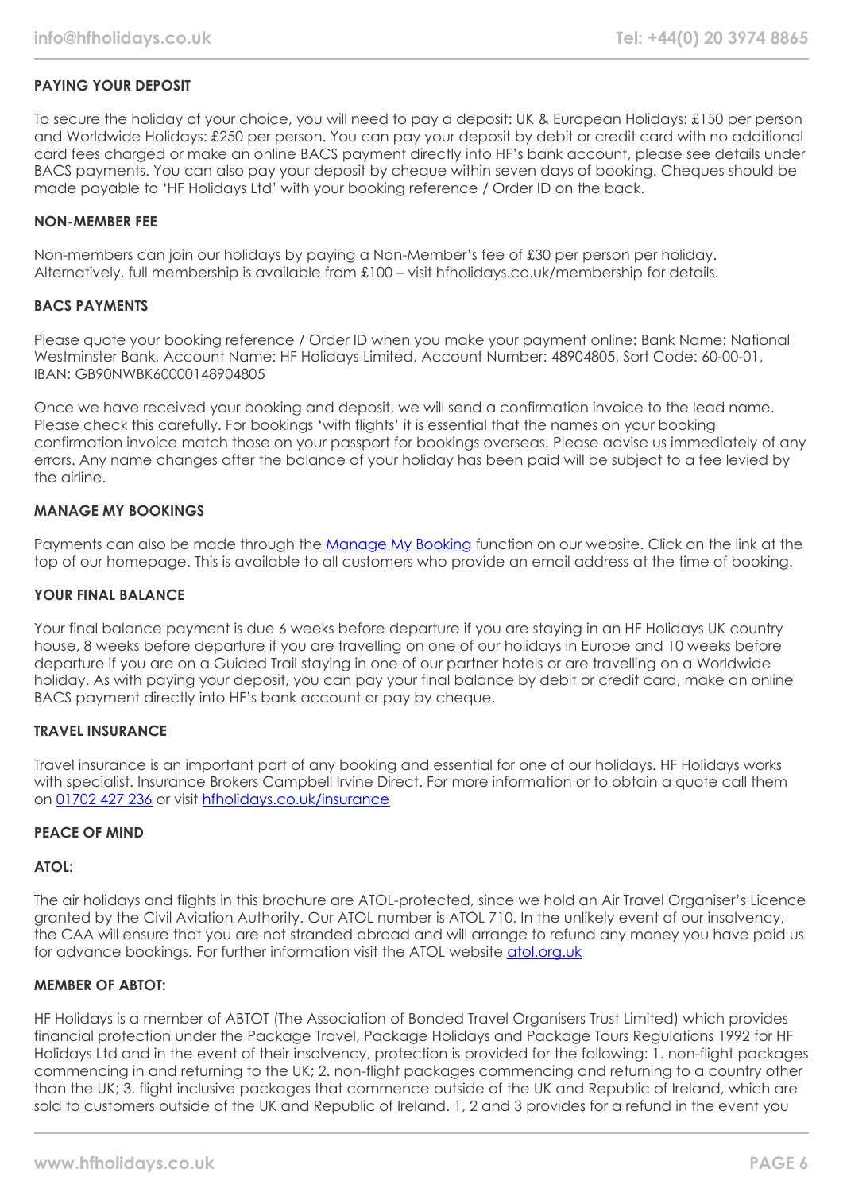**PAYING YOUR DEPOSIT**

To secure the holiday of your choice, you will need to pay a deposit: UK & European Holidays: £150 per person and Worldwide Holidays: £250 per person. You can pay your deposit by debit or credit card with no additional card fees charged or make an online BACS payment directly into HF's bank account, please see details under BACS payments. You can also pay your deposit by cheque within seven days of booking. Cheques should be made payable to 'HF Holidays Ltd' with your booking reference / Order ID on the back.

**NON-MEMBER FEE**

Non-members can join our holidays by paying a Non-Member's fee of £30 per person per holiday. Alternatively, full membership is available from £100 – visit hfholidays.co.uk/membership for details.

**BACS PAYMENTS**

Please quote your booking reference / Order ID when you make your payment online: Bank Name: National Westminster Bank, Account Name: HF Holidays Limited, Account Number: 48904805, Sort Code: 60-00-01, IBAN: GB90NWBK60000148904805

Once we have received your booking and deposit, we will send a confirmation invoice to the lead name. Please check this carefully. For bookings 'with flights' it is essential that the names on your booking confirmation invoice match those on your passport for bookings overseas. Please advise us immediately of any errors. Any name changes after the balance of your holiday has been paid will be subject to a fee levied by the airline.

**MANAGE MY BOOKINGS**

Payments can also be made through the Manage My Booking function on our website. Click on the link at the top of our homepage. This is available to all customers who provide an email address at the time of booking.

**YOUR FINAL BALANCE**

Your final balance payment is due 6 weeks before departure if you are staying in an HF Holidays UK country house, 8 weeks before departure if you are travelling on one of our holidays in Europe and 10 weeks before departure if you are on a Guided Trail staying in one of our partner hotels or are travelling on a Worldwide holiday. As with paying your deposit, you can pay your final balance by debit or credit card, make an online BACS payment directly into HF's bank account or pay by cheque.

**TRAVEL INSURANCE**

Travel insurance is an important part of any booking and essential for one of our holidays. HF Holidays works with specialist. Insurance Brokers Campbell Irvine Direct. For more information or to obtain a quote call them on 01702 427 236 or visit hfholidays.co.uk/insurance

**PEACE OF MIND**

**ATOL:**

The air holidays and flights in this brochure are ATOL-protected, since we hold an Air Travel Organiser's Licence granted by the Civil Aviation Authority. Our ATOL number is ATOL 710. In the unlikely event of our insolvency, the CAA will ensure that you are not stranded abroad and will arrange to refund any money you have paid us for advance bookings. For further information visit the ATOL website atol.org.uk

**MEMBER OF ABTOT:**

HF Holidays is a member of ABTOT (The Association of Bonded Travel Organisers Trust Limited) which provides financial protection under the Package Travel, Package Holidays and Package Tours Regulations 1992 for HF Holidays Ltd and in the event of their insolvency, protection is provided for the following: 1. non-flight packages commencing in and returning to the UK; 2. non-flight packages commencing and returning to a country other than the UK; 3. flight inclusive packages that commence outside of the UK and Republic of Ireland, which are sold to customers outside of the UK and Republic of Ireland. 1, 2 and 3 provides for a refund in the event you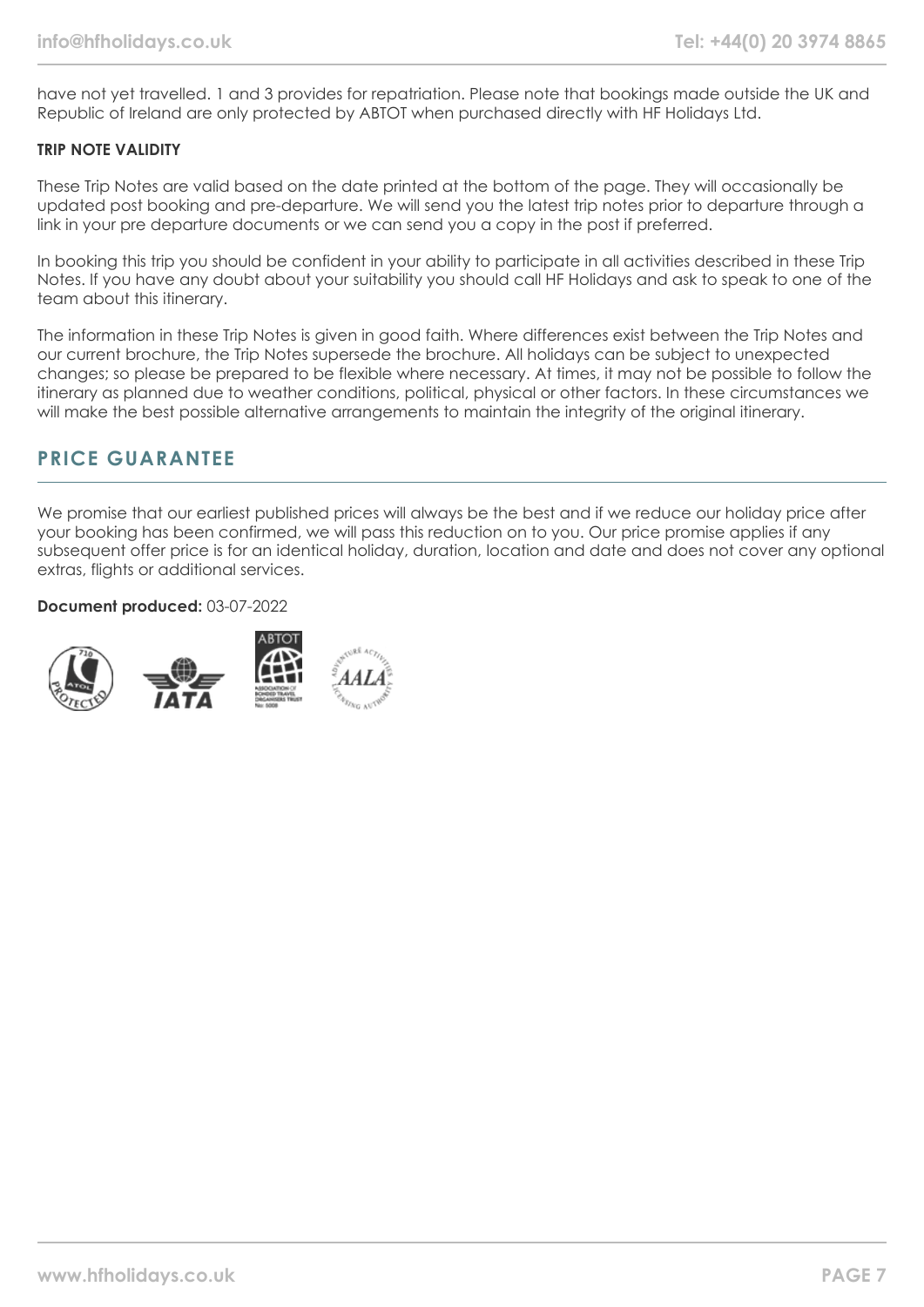have not yet travelled. 1 and 3 provides for repatriation. Please note that bookings made outside the UK and Republic of Ireland are only protected by ABTOT when purchased directly with HF Holidays Ltd.

**TRIP NOTE VALIDITY**

These Trip Notes are valid based on the date printed at the bottom of the page. They will occasionally be updated post booking and pre-departure. We will send you the latest trip notes prior to departure through a link in your pre departure documents or we can send you a copy in the post if preferred.

In booking this trip you should be confident in your ability to participate in all activities described in these Trip Notes. If you have any doubt about your suitability you should call HF Holidays and ask to speak to one of the team about this itinerary.

The information in these Trip Notes is given in good faith. Where differences exist between the Trip Notes and our current brochure, the Trip Notes supersede the brochure. All holidays can be subject to unexpected changes; so please be prepared to be flexible where necessary. At times, it may not be possible to follow the itinerary as planned due to weather conditions, political, physical or other factors. In these circumstances we will make the best possible alternative arrangements to maintain the integrity of the original itinerary.

## PRICE GUARANTEE

We promise that our earliest published prices will always be the best and if we reduce our holiday price after your booking has been confirmed, we will pass this reduction on to you. Our price promise applies if any subsequent offer price is for an identical holiday, duration, location and date and does not cover any optional extras, flights or additional services.

**Document produced:** 03-07-2022